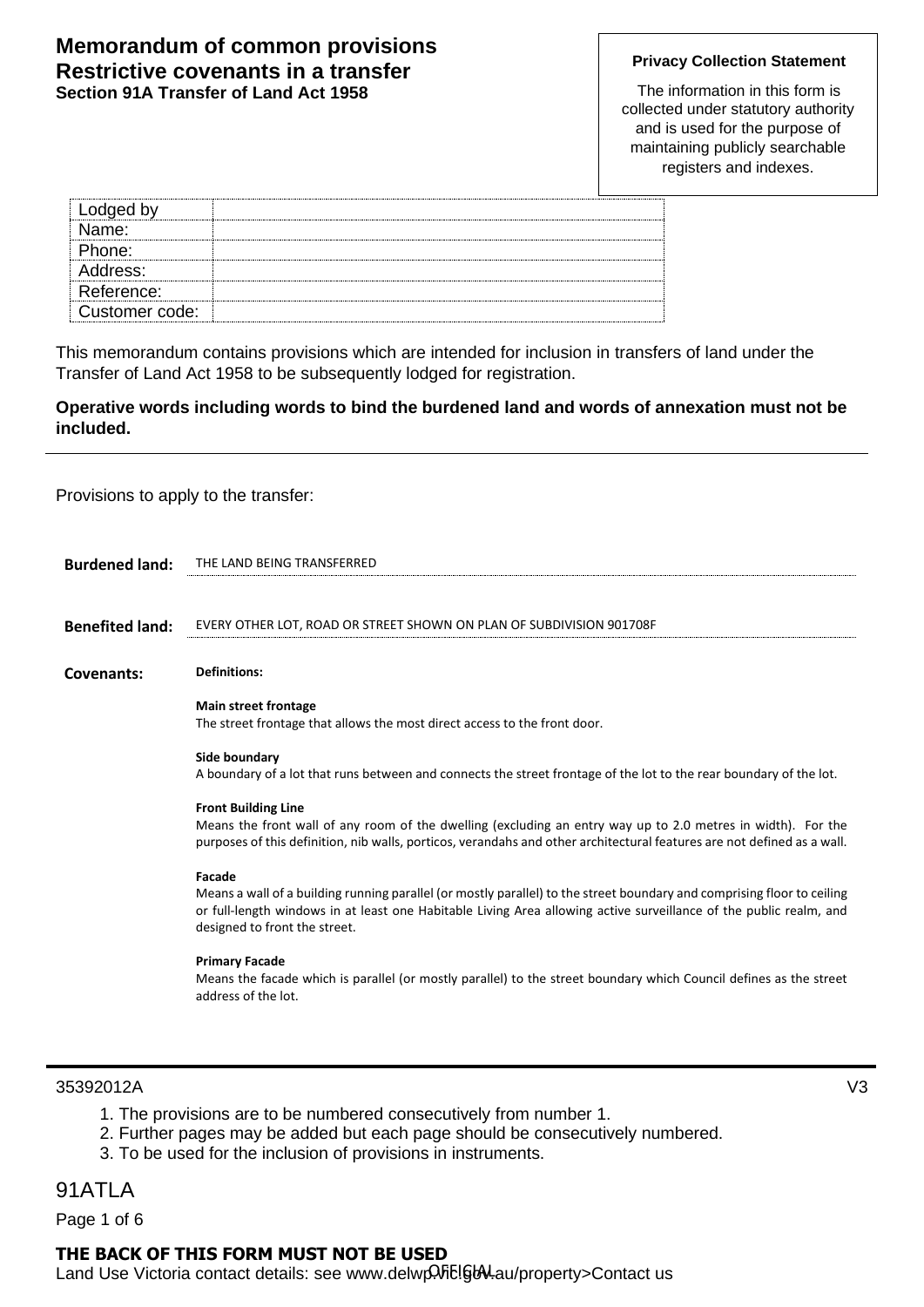# Memorandum of common provisions
## Restrictive covenants in a transfer
### Section 91A Transfer of Land Act 1958

**Privacy Collection Statement**

The information in this form is collected under statutory authority and is used for the purpose of maintaining publicly searchable registers and indexes.

| Lodged by | |
|---|---|
| Name: | |
| Phone: | |
| Address: | |
| Reference: | |
| Customer code: | |

This memorandum contains provisions which are intended for inclusion in transfers of land under the Transfer of Land Act 1958 to be subsequently lodged for registration.

**Operative words including words to bind the burdened land and words of annexation must not be included.**

Provisions to apply to the transfer:

**Burdened land:** THE LAND BEING TRANSFERRED

**Benefited land:** EVERY OTHER LOT, ROAD OR STREET SHOWN ON PLAN OF SUBDIVISION 901708F

**Covenants:**

**Definitions:**

**Main street frontage**
The street frontage that allows the most direct access to the front door.

**Side boundary**
A boundary of a lot that runs between and connects the street frontage of the lot to the rear boundary of the lot.

**Front Building Line**
Means the front wall of any room of the dwelling (excluding an entry way up to 2.0 metres in width). For the purposes of this definition, nib walls, porticos, verandahs and other architectural features are not defined as a wall.

**Facade**
Means a wall of a building running parallel (or mostly parallel) to the street boundary and comprising floor to ceiling or full-length windows in at least one Habitable Living Area allowing active surveillance of the public realm, and designed to front the street.

**Primary Facade**
Means the facade which is parallel (or mostly parallel) to the street boundary which Council defines as the street address of the lot.

35392012A V3

1. The provisions are to be numbered consecutively from number 1.
2. Further pages may be added but each page should be consecutively numbered.
3. To be used for the inclusion of provisions in instruments.

91ATLA

**THE BACK OF THIS FORM MUST NOT BE USED**

Land Use Victoria contact details: see www.delwp.vic.gov.au/property>Contact us

OFFICIAL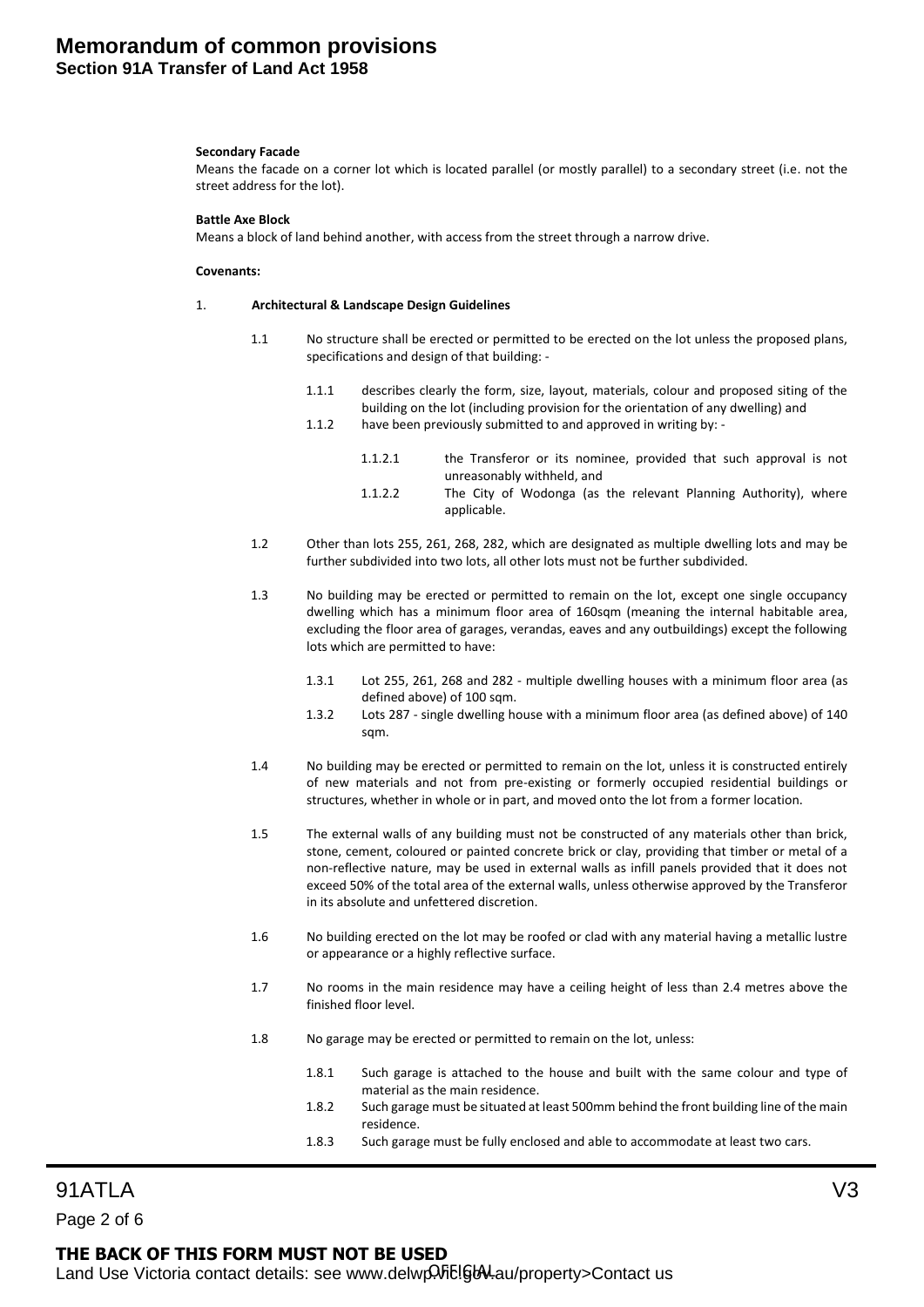**Secondary Facade**

Means the facade on a corner lot which is located parallel (or mostly parallel) to a secondary street (i.e. not the street address for the lot).

**Battle Axe Block**

Means a block of land behind another, with access from the street through a narrow drive.

**Covenants:**

1. **Architectural & Landscape Design Guidelines**

1.1 No structure shall be erected or permitted to be erected on the lot unless the proposed plans, specifications and design of that building: -

1.1.1 describes clearly the form, size, layout, materials, colour and proposed siting of the building on the lot (including provision for the orientation of any dwelling) and

1.1.2 have been previously submitted to and approved in writing by: -

1.1.2.1 the Transferor or its nominee, provided that such approval is not unreasonably withheld, and

1.1.2.2 The City of Wodonga (as the relevant Planning Authority), where applicable.

1.2 Other than lots 255, 261, 268, 282, which are designated as multiple dwelling lots and may be further subdivided into two lots, all other lots must not be further subdivided.

1.3 No building may be erected or permitted to remain on the lot, except one single occupancy dwelling which has a minimum floor area of 160sqm (meaning the internal habitable area, excluding the floor area of garages, verandas, eaves and any outbuildings) except the following lots which are permitted to have:

1.3.1 Lot 255, 261, 268 and 282 - multiple dwelling houses with a minimum floor area (as defined above) of 100 sqm.

1.3.2 Lots 287 - single dwelling house with a minimum floor area (as defined above) of 140 sqm.

1.4 No building may be erected or permitted to remain on the lot, unless it is constructed entirely of new materials and not from pre-existing or formerly occupied residential buildings or structures, whether in whole or in part, and moved onto the lot from a former location.

1.5 The external walls of any building must not be constructed of any materials other than brick, stone, cement, coloured or painted concrete brick or clay, providing that timber or metal of a non-reflective nature, may be used in external walls as infill panels provided that it does not exceed 50% of the total area of the external walls, unless otherwise approved by the Transferor in its absolute and unfettered discretion.

1.6 No building erected on the lot may be roofed or clad with any material having a metallic lustre or appearance or a highly reflective surface.

1.7 No rooms in the main residence may have a ceiling height of less than 2.4 metres above the finished floor level.

1.8 No garage may be erected or permitted to remain on the lot, unless:

1.8.1 Such garage is attached to the house and built with the same colour and type of material as the main residence.

1.8.2 Such garage must be situated at least 500mm behind the front building line of the main residence.

1.8.3 Such garage must be fully enclosed and able to accommodate at least two cars.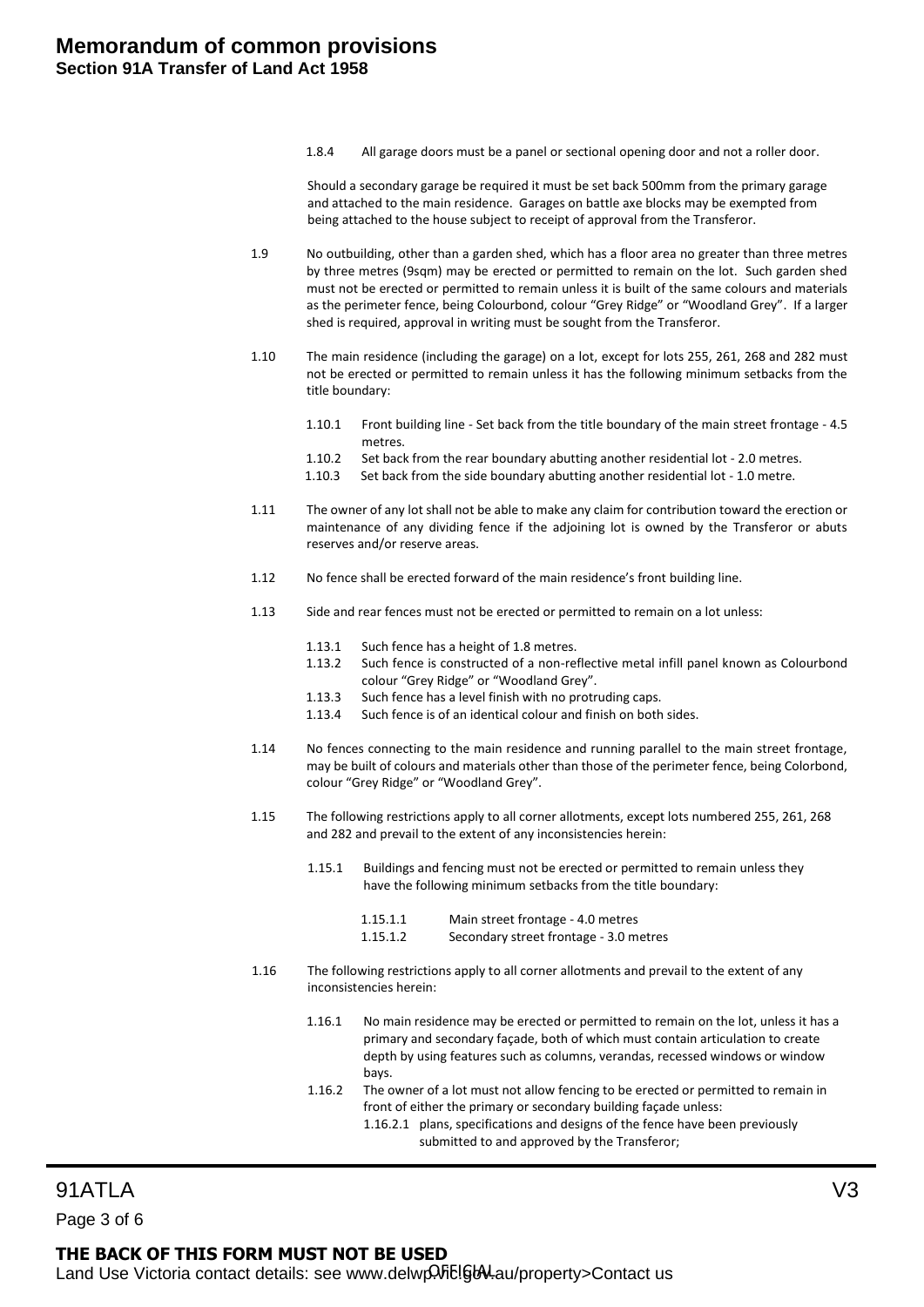1.8.4 All garage doors must be a panel or sectional opening door and not a roller door.

Should a secondary garage be required it must be set back 500mm from the primary garage and attached to the main residence. Garages on battle axe blocks may be exempted from being attached to the house subject to receipt of approval from the Transferor.

1.9 No outbuilding, other than a garden shed, which has a floor area no greater than three metres by three metres (9sqm) may be erected or permitted to remain on the lot. Such garden shed must not be erected or permitted to remain unless it is built of the same colours and materials as the perimeter fence, being Colourbond, colour "Grey Ridge" or "Woodland Grey". If a larger shed is required, approval in writing must be sought from the Transferor.

1.10 The main residence (including the garage) on a lot, except for lots 255, 261, 268 and 282 must not be erected or permitted to remain unless it has the following minimum setbacks from the title boundary:

- 1.10.1 Front building line - Set back from the title boundary of the main street frontage - 4.5 metres.
- 1.10.2 Set back from the rear boundary abutting another residential lot - 2.0 metres.
- 1.10.3 Set back from the side boundary abutting another residential lot - 1.0 metre.

1.11 The owner of any lot shall not be able to make any claim for contribution toward the erection or maintenance of any dividing fence if the adjoining lot is owned by the Transferor or abuts reserves and/or reserve areas.

1.12 No fence shall be erected forward of the main residence's front building line.

1.13 Side and rear fences must not be erected or permitted to remain on a lot unless:

- 1.13.1 Such fence has a height of 1.8 metres.
- 1.13.2 Such fence is constructed of a non-reflective metal infill panel known as Colourbond colour "Grey Ridge" or "Woodland Grey".
- 1.13.3 Such fence has a level finish with no protruding caps.
- 1.13.4 Such fence is of an identical colour and finish on both sides.

1.14 No fences connecting to the main residence and running parallel to the main street frontage, may be built of colours and materials other than those of the perimeter fence, being Colorbond, colour "Grey Ridge" or "Woodland Grey".

1.15 The following restrictions apply to all corner allotments, except lots numbered 255, 261, 268 and 282 and prevail to the extent of any inconsistencies herein:

- 1.15.1 Buildings and fencing must not be erected or permitted to remain unless they have the following minimum setbacks from the title boundary:
  - 1.15.1.1 Main street frontage - 4.0 metres
  - 1.15.1.2 Secondary street frontage - 3.0 metres

1.16 The following restrictions apply to all corner allotments and prevail to the extent of any inconsistencies herein:

- 1.16.1 No main residence may be erected or permitted to remain on the lot, unless it has a primary and secondary façade, both of which must contain articulation to create depth by using features such as columns, verandas, recessed windows or window bays.
- 1.16.2 The owner of a lot must not allow fencing to be erected or permitted to remain in front of either the primary or secondary building façade unless:
  - 1.16.2.1 plans, specifications and designs of the fence have been previously submitted to and approved by the Transferor;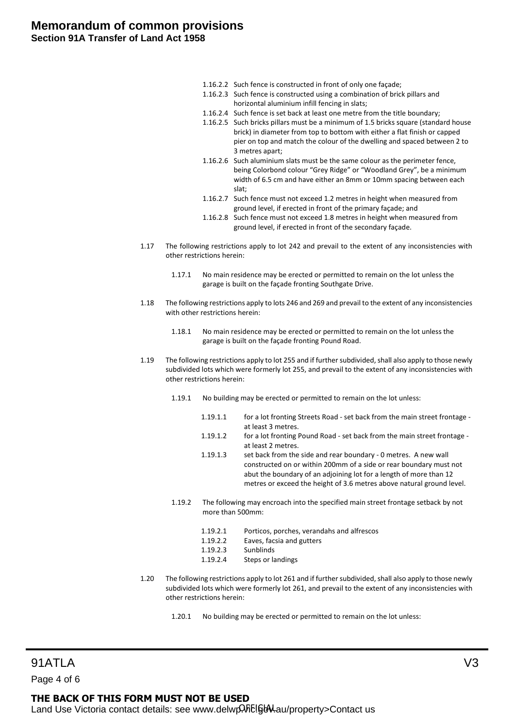1.16.2.2 Such fence is constructed in front of only one façade;

1.16.2.3 Such fence is constructed using a combination of brick pillars and horizontal aluminium infill fencing in slats;

1.16.2.4 Such fence is set back at least one metre from the title boundary;

1.16.2.5 Such bricks pillars must be a minimum of 1.5 bricks square (standard house brick) in diameter from top to bottom with either a flat finish or capped pier on top and match the colour of the dwelling and spaced between 2 to 3 metres apart;

1.16.2.6 Such aluminium slats must be the same colour as the perimeter fence, being Colorbond colour "Grey Ridge" or "Woodland Grey", be a minimum width of 6.5 cm and have either an 8mm or 10mm spacing between each slat;

1.16.2.7 Such fence must not exceed 1.2 metres in height when measured from ground level, if erected in front of the primary façade; and

1.16.2.8 Such fence must not exceed 1.8 metres in height when measured from ground level, if erected in front of the secondary façade.

1.17 The following restrictions apply to lot 242 and prevail to the extent of any inconsistencies with other restrictions herein:

1.17.1 No main residence may be erected or permitted to remain on the lot unless the garage is built on the façade fronting Southgate Drive.

1.18 The following restrictions apply to lots 246 and 269 and prevail to the extent of any inconsistencies with other restrictions herein:

1.18.1 No main residence may be erected or permitted to remain on the lot unless the garage is built on the façade fronting Pound Road.

1.19 The following restrictions apply to lot 255 and if further subdivided, shall also apply to those newly subdivided lots which were formerly lot 255, and prevail to the extent of any inconsistencies with other restrictions herein:

1.19.1 No building may be erected or permitted to remain on the lot unless:

1.19.1.1 for a lot fronting Streets Road - set back from the main street frontage - at least 3 metres.

1.19.1.2 for a lot fronting Pound Road - set back from the main street frontage - at least 2 metres.

1.19.1.3 set back from the side and rear boundary - 0 metres. A new wall constructed on or within 200mm of a side or rear boundary must not abut the boundary of an adjoining lot for a length of more than 12 metres or exceed the height of 3.6 metres above natural ground level.

1.19.2 The following may encroach into the specified main street frontage setback by not more than 500mm:

1.19.2.1 Porticos, porches, verandahs and alfrescos

1.19.2.2 Eaves, facsia and gutters

1.19.2.3 Sunblinds

1.19.2.4 Steps or landings

1.20 The following restrictions apply to lot 261 and if further subdivided, shall also apply to those newly subdivided lots which were formerly lot 261, and prevail to the extent of any inconsistencies with other restrictions herein:

1.20.1 No building may be erected or permitted to remain on the lot unless: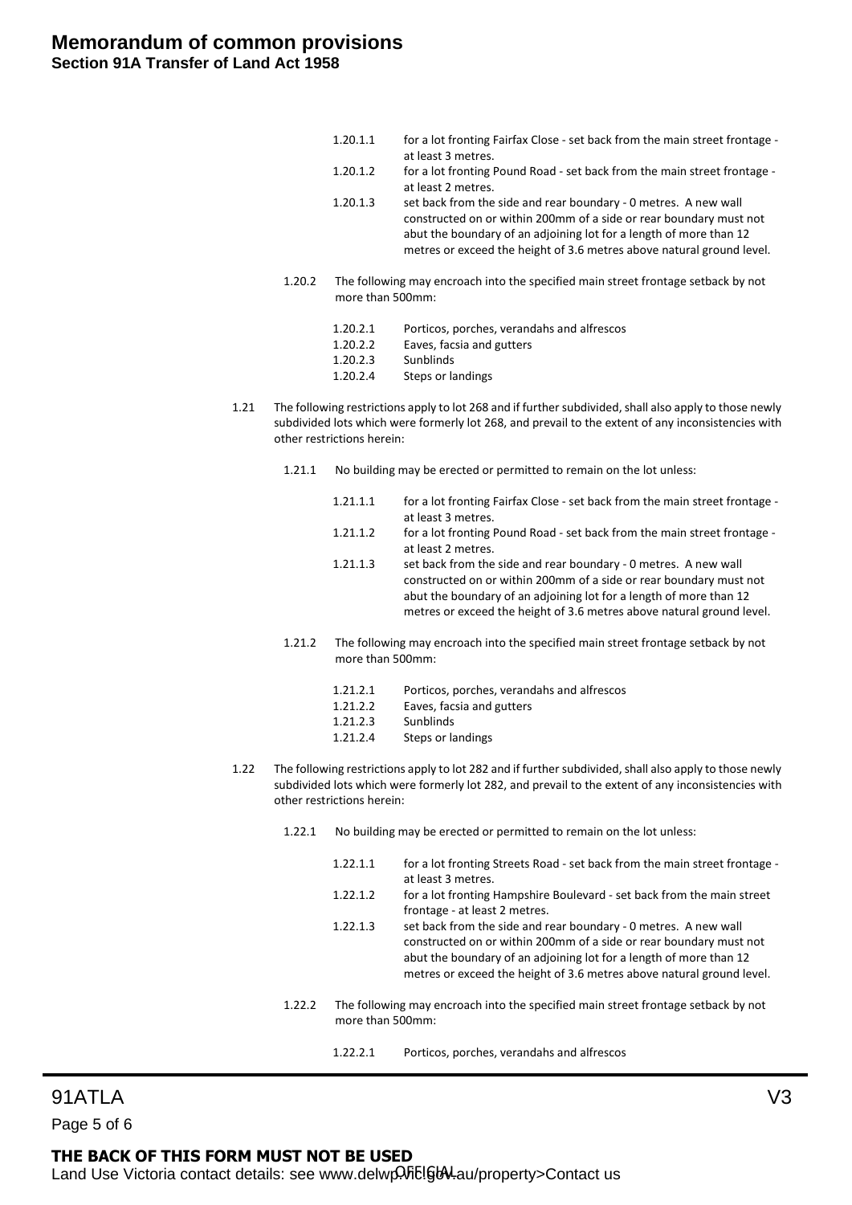1.20.1.1 for a lot fronting Fairfax Close - set back from the main street frontage - at least 3 metres.

1.20.1.2 for a lot fronting Pound Road - set back from the main street frontage - at least 2 metres.

1.20.1.3 set back from the side and rear boundary - 0 metres. A new wall constructed on or within 200mm of a side or rear boundary must not abut the boundary of an adjoining lot for a length of more than 12 metres or exceed the height of 3.6 metres above natural ground level.

1.20.2 The following may encroach into the specified main street frontage setback by not more than 500mm:

1.20.2.1 Porticos, porches, verandahs and alfrescos

1.20.2.2 Eaves, facsia and gutters

1.20.2.3 Sunblinds

1.20.2.4 Steps or landings

1.21 The following restrictions apply to lot 268 and if further subdivided, shall also apply to those newly subdivided lots which were formerly lot 268, and prevail to the extent of any inconsistencies with other restrictions herein:

1.21.1 No building may be erected or permitted to remain on the lot unless:

1.21.1.1 for a lot fronting Fairfax Close - set back from the main street frontage - at least 3 metres.

1.21.1.2 for a lot fronting Pound Road - set back from the main street frontage - at least 2 metres.

1.21.1.3 set back from the side and rear boundary - 0 metres. A new wall constructed on or within 200mm of a side or rear boundary must not abut the boundary of an adjoining lot for a length of more than 12 metres or exceed the height of 3.6 metres above natural ground level.

1.21.2 The following may encroach into the specified main street frontage setback by not more than 500mm:

1.21.2.1 Porticos, porches, verandahs and alfrescos

1.21.2.2 Eaves, facsia and gutters

1.21.2.3 Sunblinds

1.21.2.4 Steps or landings

1.22 The following restrictions apply to lot 282 and if further subdivided, shall also apply to those newly subdivided lots which were formerly lot 282, and prevail to the extent of any inconsistencies with other restrictions herein:

1.22.1 No building may be erected or permitted to remain on the lot unless:

1.22.1.1 for a lot fronting Streets Road - set back from the main street frontage - at least 3 metres.

1.22.1.2 for a lot fronting Hampshire Boulevard - set back from the main street frontage - at least 2 metres.

1.22.1.3 set back from the side and rear boundary - 0 metres. A new wall constructed on or within 200mm of a side or rear boundary must not abut the boundary of an adjoining lot for a length of more than 12 metres or exceed the height of 3.6 metres above natural ground level.

1.22.2 The following may encroach into the specified main street frontage setback by not more than 500mm:

1.22.2.1 Porticos, porches, verandahs and alfrescos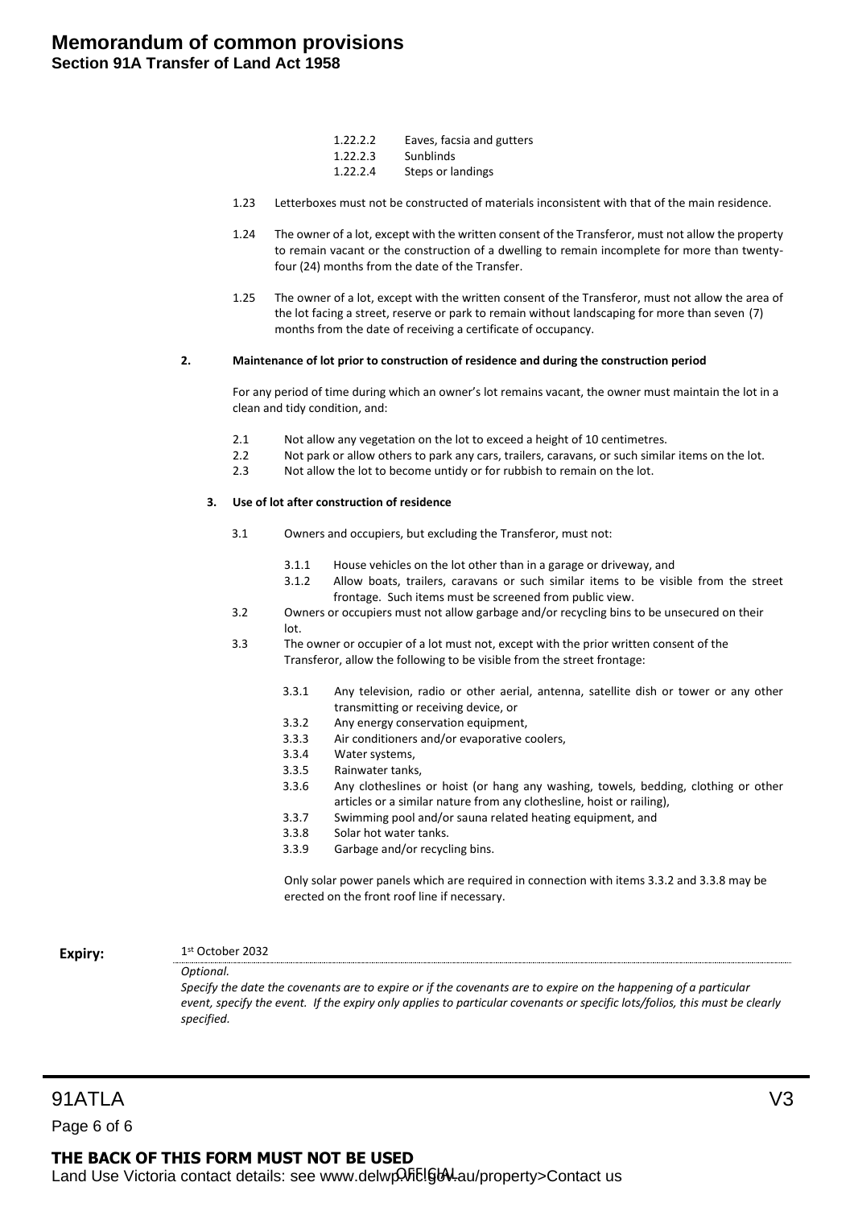# Memorandum of common provisions
**Section 91A Transfer of Land Act 1958**

1.22.2.2 Eaves, facsia and gutters
1.22.2.3 Sunblinds
1.22.2.4 Steps or landings

1.23 Letterboxes must not be constructed of materials inconsistent with that of the main residence.

1.24 The owner of a lot, except with the written consent of the Transferor, must not allow the property to remain vacant or the construction of a dwelling to remain incomplete for more than twenty-four (24) months from the date of the Transfer.

1.25 The owner of a lot, except with the written consent of the Transferor, must not allow the area of the lot facing a street, reserve or park to remain without landscaping for more than seven (7) months from the date of receiving a certificate of occupancy.

**2. Maintenance of lot prior to construction of residence and during the construction period**

For any period of time during which an owner's lot remains vacant, the owner must maintain the lot in a clean and tidy condition, and:

2.1 Not allow any vegetation on the lot to exceed a height of 10 centimetres.
2.2 Not park or allow others to park any cars, trailers, caravans, or such similar items on the lot.
2.3 Not allow the lot to become untidy or for rubbish to remain on the lot.

**3. Use of lot after construction of residence**

3.1 Owners and occupiers, but excluding the Transferor, must not:

3.1.1 House vehicles on the lot other than in a garage or driveway, and
3.1.2 Allow boats, trailers, caravans or such similar items to be visible from the street frontage. Such items must be screened from public view.

3.2 Owners or occupiers must not allow garbage and/or recycling bins to be unsecured on their lot.

3.3 The owner or occupier of a lot must not, except with the prior written consent of the Transferor, allow the following to be visible from the street frontage:

3.3.1 Any television, radio or other aerial, antenna, satellite dish or tower or any other transmitting or receiving device, or
3.3.2 Any energy conservation equipment,
3.3.3 Air conditioners and/or evaporative coolers,
3.3.4 Water systems,
3.3.5 Rainwater tanks,
3.3.6 Any clotheslines or hoist (or hang any washing, towels, bedding, clothing or other articles or a similar nature from any clothesline, hoist or railing),
3.3.7 Swimming pool and/or sauna related heating equipment, and
3.3.8 Solar hot water tanks.
3.3.9 Garbage and/or recycling bins.

Only solar power panels which are required in connection with items 3.3.2 and 3.3.8 may be erected on the front roof line if necessary.

**Expiry:** 1st October 2032

*Optional.*
*Specify the date the covenants are to expire or if the covenants are to expire on the happening of a particular event, specify the event. If the expiry only applies to particular covenants or specific lots/folios, this must be clearly specified.*

91ATLA V3

**THE BACK OF THIS FORM MUST NOT BE USED**
Land Use Victoria contact details: see www.delwp.vic.gov.au/property>Contact us